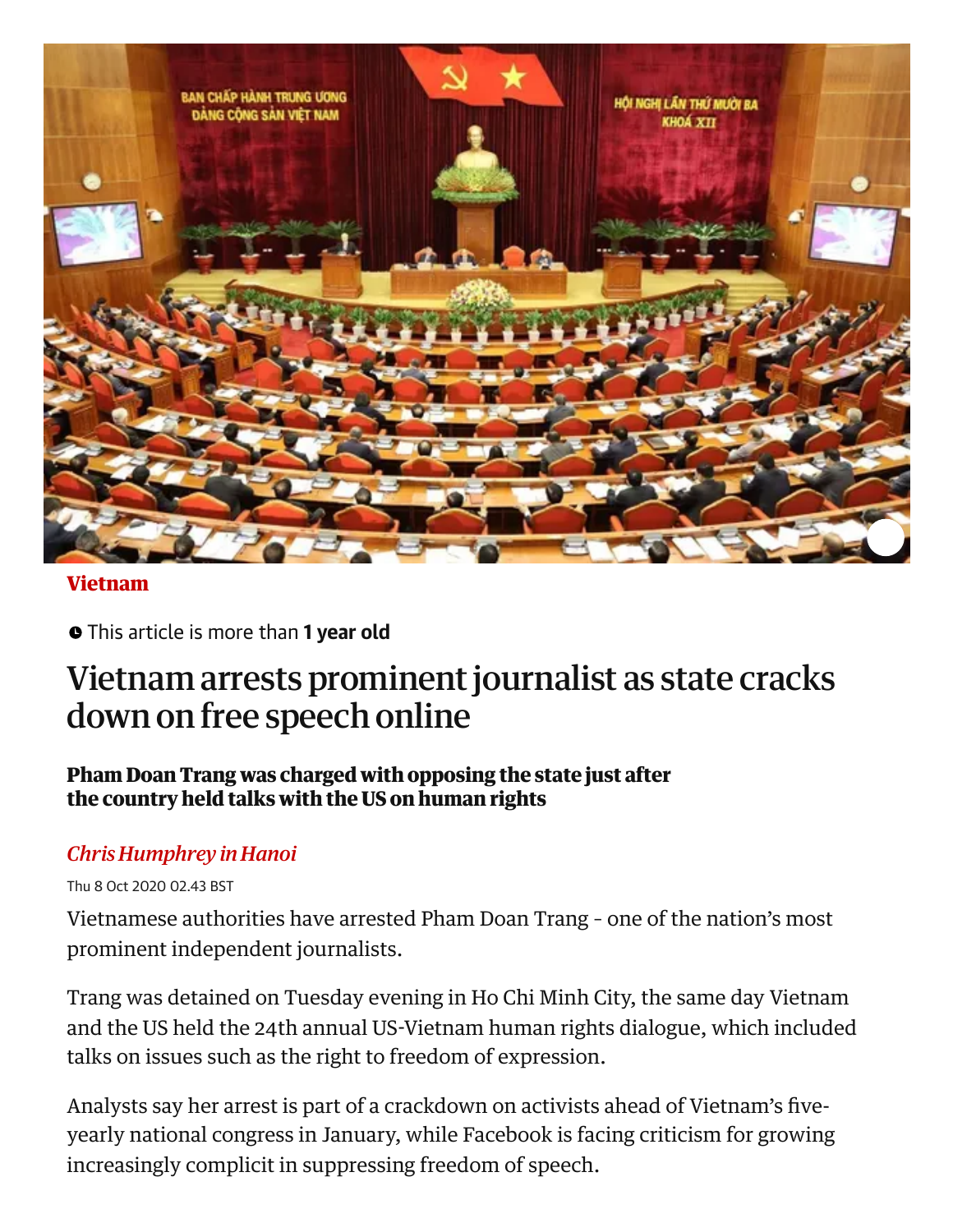Vietnam

This article is more than **1 year old**

# Vietnam arrests prominent journalist as state cracks down on free speech online

**Pham Doan Trang was charged with opposing the state just after the country held talks with the US on human rights**

*Chris Humphrey in Hanoi*

Thu 8 Oct 2020 02.43 BST

Vietnamese authorities have arrested Pham Doan Trang - one of the nation's most prominent independent journalists.

Trang was detained on Tuesday evening in Ho Chi Minh City, the same day Vietnam and the US held the 24th annual US-Vietnam human rights dialogue, which included talks on issues such as the right to freedom of expression.

Analysts say her arrest is part of a crackdown on activists ahead of Vietnam's five-yearly national congress in January, while Facebook is facing criticism for growing increasingly complicit in suppressing freedom of speech.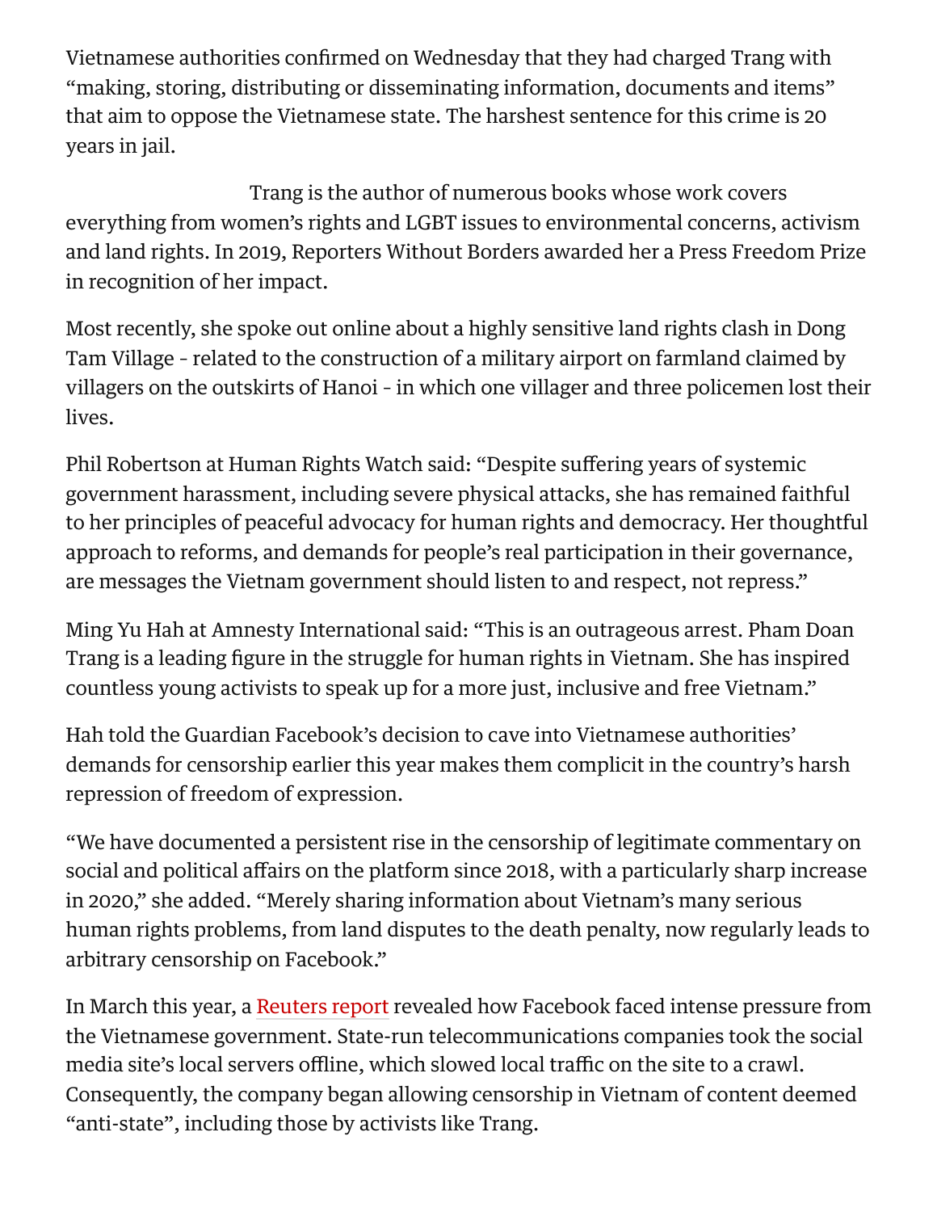Vietnamese authorities confirmed on Wednesday that they had charged Trang with "making, storing, distributing or disseminating information, documents and items" that aim to oppose the Vietnamese state. The harshest sentence for this crime is 20 years in jail.

Trang is the author of numerous books whose work covers everything from women's rights and LGBT issues to environmental concerns, activism and land rights. In 2019, Reporters Without Borders awarded her a Press Freedom Prize in recognition of her impact.

Most recently, she spoke out online about a highly sensitive land rights clash in Dong Tam Village – related to the construction of a military airport on farmland claimed by villagers on the outskirts of Hanoi – in which one villager and three policemen lost their lives.

Phil Robertson at Human Rights Watch said: "Despite suffering years of systemic government harassment, including severe physical attacks, she has remained faithful to her principles of peaceful advocacy for human rights and democracy. Her thoughtful approach to reforms, and demands for people's real participation in their governance, are messages the Vietnam government should listen to and respect, not repress."

Ming Yu Hah at Amnesty International said: "This is an outrageous arrest. Pham Doan Trang is a leading figure in the struggle for human rights in Vietnam. She has inspired countless young activists to speak up for a more just, inclusive and free Vietnam."

Hah told the Guardian Facebook's decision to cave into Vietnamese authorities' demands for censorship earlier this year makes them complicit in the country's harsh repression of freedom of expression.

"We have documented a persistent rise in the censorship of legitimate commentary on social and political affairs on the platform since 2018, with a particularly sharp increase in 2020," she added. "Merely sharing information about Vietnam's many serious human rights problems, from land disputes to the death penalty, now regularly leads to arbitrary censorship on Facebook."

In March this year, a Reuters report revealed how Facebook faced intense pressure from the Vietnamese government. State-run telecommunications companies took the social media site's local servers offline, which slowed local traffic on the site to a crawl. Consequently, the company began allowing censorship in Vietnam of content deemed "anti-state", including those by activists like Trang.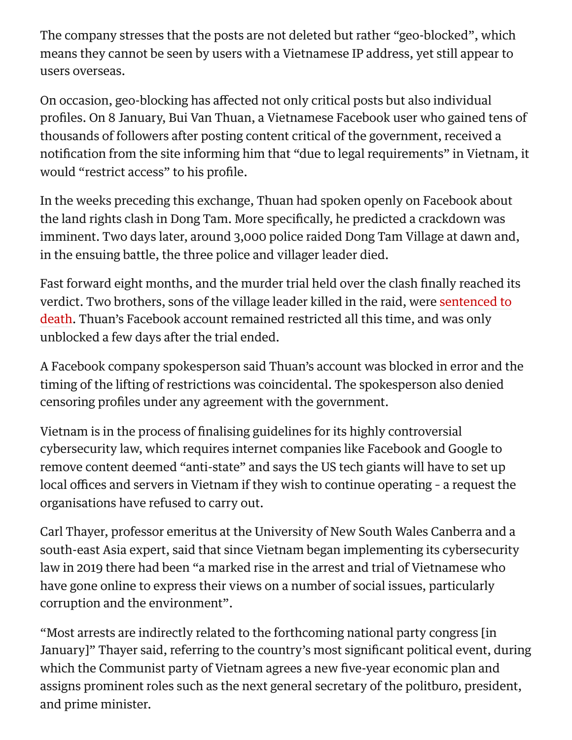The company stresses that the posts are not deleted but rather "geo-blocked", which means they cannot be seen by users with a Vietnamese IP address, yet still appear to users overseas.

On occasion, geo-blocking has affected not only critical posts but also individual profiles. On 8 January, Bui Van Thuan, a Vietnamese Facebook user who gained tens of thousands of followers after posting content critical of the government, received a notification from the site informing him that "due to legal requirements" in Vietnam, it would "restrict access" to his profile.

In the weeks preceding this exchange, Thuan had spoken openly on Facebook about the land rights clash in Dong Tam. More specifically, he predicted a crackdown was imminent. Two days later, around 3,000 police raided Dong Tam Village at dawn and, in the ensuing battle, the three police and villager leader died.

Fast forward eight months, and the murder trial held over the clash finally reached its verdict. Two brothers, sons of the village leader killed in the raid, were sentenced to death. Thuan's Facebook account remained restricted all this time, and was only unblocked a few days after the trial ended.

A Facebook company spokesperson said Thuan's account was blocked in error and the timing of the lifting of restrictions was coincidental. The spokesperson also denied censoring profiles under any agreement with the government.

Vietnam is in the process of finalising guidelines for its highly controversial cybersecurity law, which requires internet companies like Facebook and Google to remove content deemed "anti-state" and says the US tech giants will have to set up local offices and servers in Vietnam if they wish to continue operating – a request the organisations have refused to carry out.

Carl Thayer, professor emeritus at the University of New South Wales Canberra and a south-east Asia expert, said that since Vietnam began implementing its cybersecurity law in 2019 there had been "a marked rise in the arrest and trial of Vietnamese who have gone online to express their views on a number of social issues, particularly corruption and the environment".

"Most arrests are indirectly related to the forthcoming national party congress [in January]" Thayer said, referring to the country's most significant political event, during which the Communist party of Vietnam agrees a new five-year economic plan and assigns prominent roles such as the next general secretary of the politburo, president, and prime minister.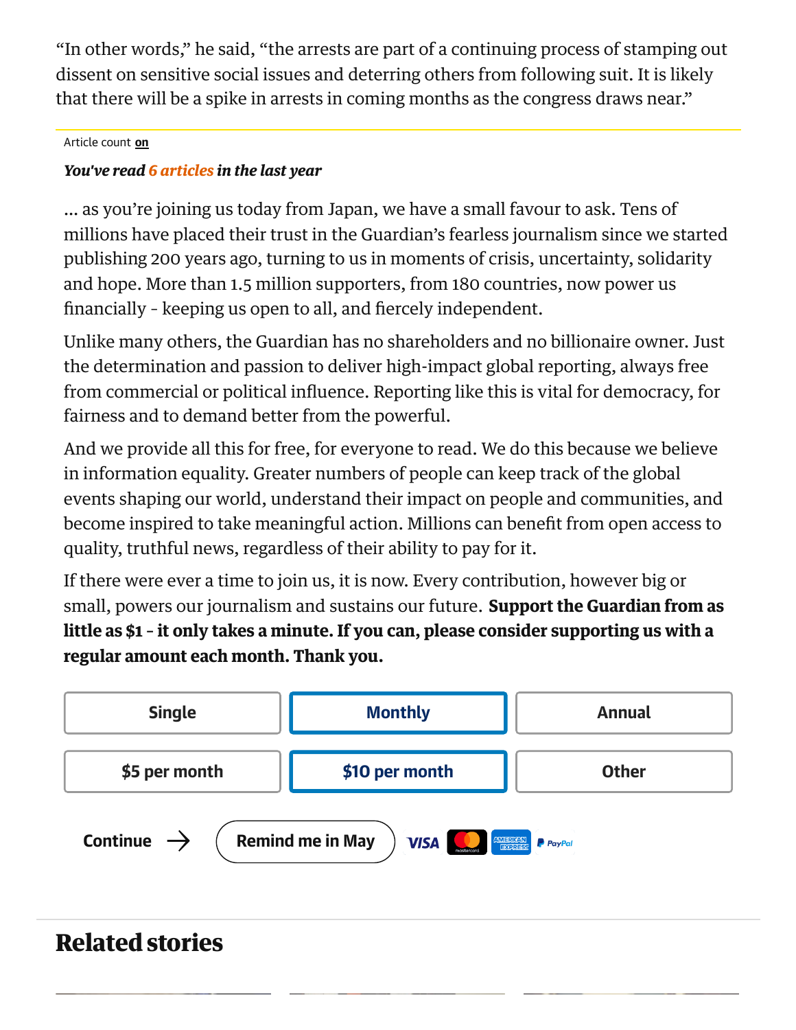"In other words," he said, "the arrests are part of a continuing process of stamping out dissent on sensitive social issues and deterring others from following suit. It is likely that there will be a spike in arrests in coming months as the congress draws near."

Article count **on**

***You've read 6 articles in the last year***

... as you're joining us today from Japan, we have a small favour to ask. Tens of millions have placed their trust in the Guardian's fearless journalism since we started publishing 200 years ago, turning to us in moments of crisis, uncertainty, solidarity and hope. More than 1.5 million supporters, from 180 countries, now power us financially - keeping us open to all, and fiercely independent.

Unlike many others, the Guardian has no shareholders and no billionaire owner. Just the determination and passion to deliver high-impact global reporting, always free from commercial or political influence. Reporting like this is vital for democracy, for fairness and to demand better from the powerful.

And we provide all this for free, for everyone to read. We do this because we believe in information equality. Greater numbers of people can keep track of the global events shaping our world, understand their impact on people and communities, and become inspired to take meaningful action. Millions can benefit from open access to quality, truthful news, regardless of their ability to pay for it.

If there were ever a time to join us, it is now. Every contribution, however big or small, powers our journalism and sustains our future. **Support the Guardian from as little as $1 - it only takes a minute. If you can, please consider supporting us with a regular amount each month. Thank you.**

Single | Monthly | Annual

$5 per month | $10 per month | Other

Continue → | Remind me in May

## Related stories